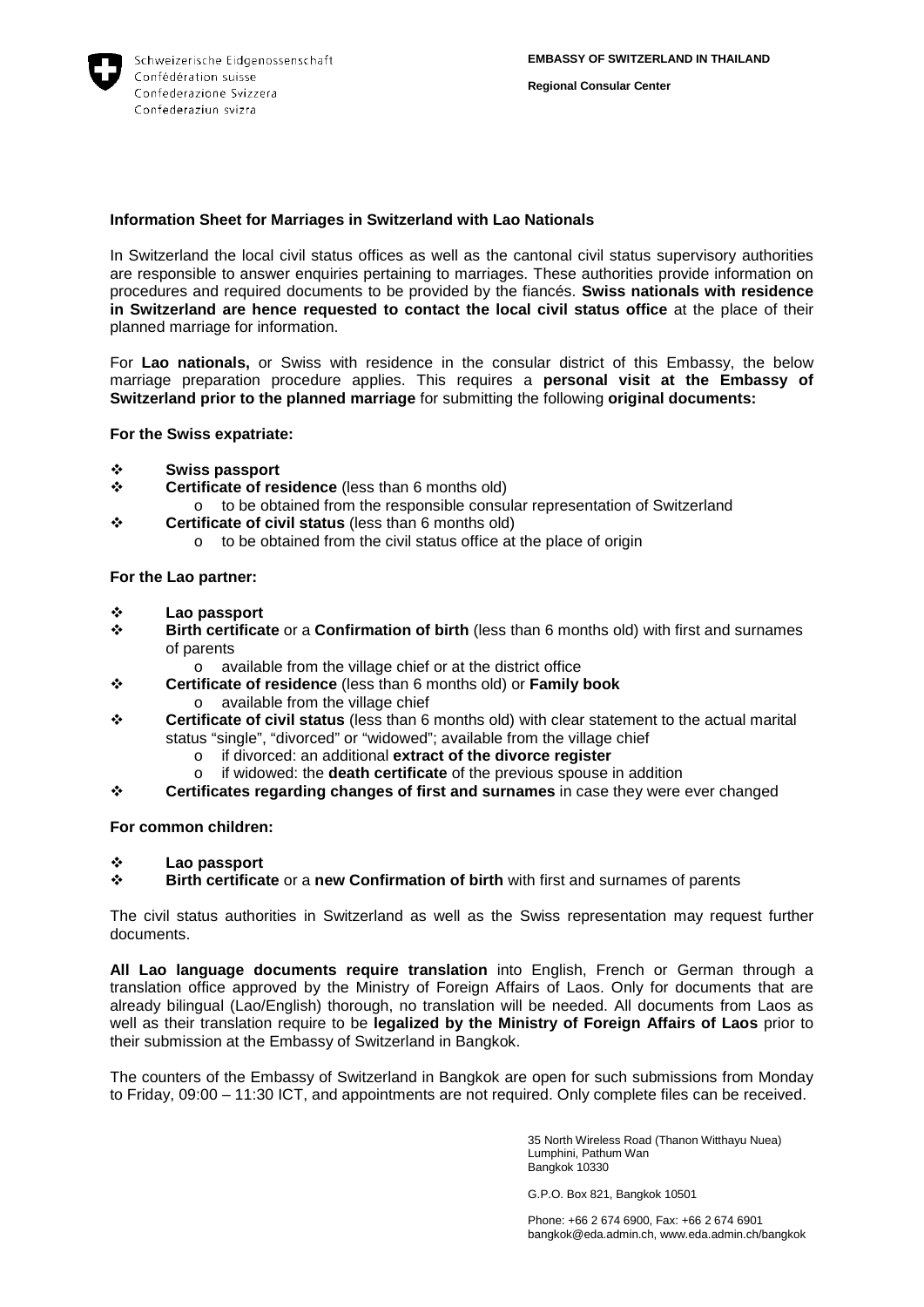Schweizerische Eidgenossenschaft
Confédération suisse
Confederazione Svizzera
Confederaziun svizra

**EMBASSY OF SWITZERLAND IN THAILAND**

**Regional Consular Center**

## Information Sheet for Marriages in Switzerland with Lao Nationals

In Switzerland the local civil status offices as well as the cantonal civil status supervisory authorities are responsible to answer enquiries pertaining to marriages. These authorities provide information on procedures and required documents to be provided by the fiancés. **Swiss nationals with residence in Switzerland are hence requested to contact the local civil status office** at the place of their planned marriage for information.

For **Lao nationals,** or Swiss with residence in the consular district of this Embassy, the below marriage preparation procedure applies. This requires a **personal visit at the Embassy of Switzerland prior to the planned marriage** for submitting the following **original documents:**

**For the Swiss expatriate:**

- **Swiss passport**
- **Certificate of residence** (less than 6 months old)
  - to be obtained from the responsible consular representation of Switzerland
- **Certificate of civil status** (less than 6 months old)
  - to be obtained from the civil status office at the place of origin

**For the Lao partner:**

- **Lao passport**
- **Birth certificate** or a **Confirmation of birth** (less than 6 months old) with first and surnames of parents
  - available from the village chief or at the district office
- **Certificate of residence** (less than 6 months old) or **Family book**
  - available from the village chief
- **Certificate of civil status** (less than 6 months old) with clear statement to the actual marital status "single", "divorced" or "widowed"; available from the village chief
  - if divorced: an additional **extract of the divorce register**
  - if widowed: the **death certificate** of the previous spouse in addition
- **Certificates regarding changes of first and surnames** in case they were ever changed

**For common children:**

- **Lao passport**
- **Birth certificate** or a **new Confirmation of birth** with first and surnames of parents

The civil status authorities in Switzerland as well as the Swiss representation may request further documents.

**All Lao language documents require translation** into English, French or German through a translation office approved by the Ministry of Foreign Affairs of Laos. Only for documents that are already bilingual (Lao/English) thorough, no translation will be needed. All documents from Laos as well as their translation require to be **legalized by the Ministry of Foreign Affairs of Laos** prior to their submission at the Embassy of Switzerland in Bangkok.

The counters of the Embassy of Switzerland in Bangkok are open for such submissions from Monday to Friday, 09:00 – 11:30 ICT, and appointments are not required. Only complete files can be received.

35 North Wireless Road (Thanon Witthayu Nuea)
Lumphini, Pathum Wan
Bangkok 10330

G.P.O. Box 821, Bangkok 10501

Phone: +66 2 674 6900, Fax: +66 2 674 6901
bangkok@eda.admin.ch, www.eda.admin.ch/bangkok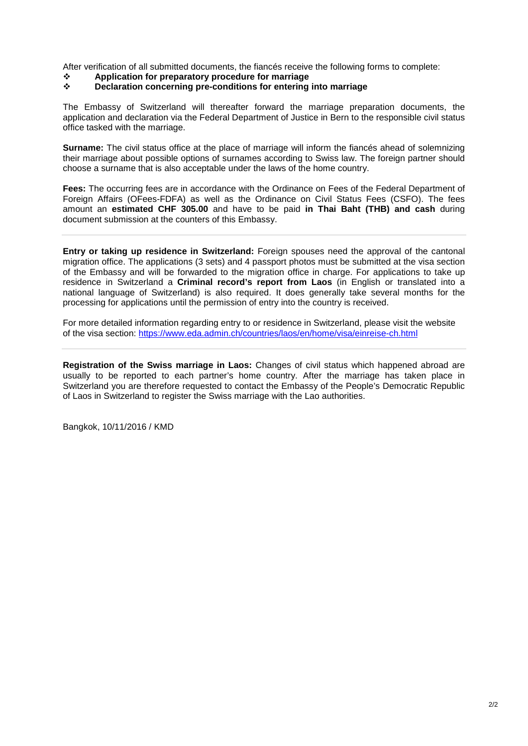After verification of all submitted documents, the fiancés receive the following forms to complete:

- **Application for preparatory procedure for marriage**
- **Declaration concerning pre-conditions for entering into marriage**

The Embassy of Switzerland will thereafter forward the marriage preparation documents, the application and declaration via the Federal Department of Justice in Bern to the responsible civil status office tasked with the marriage.

**Surname:** The civil status office at the place of marriage will inform the fiancés ahead of solemnizing their marriage about possible options of surnames according to Swiss law. The foreign partner should choose a surname that is also acceptable under the laws of the home country.

**Fees:** The occurring fees are in accordance with the Ordinance on Fees of the Federal Department of Foreign Affairs (OFees-FDFA) as well as the Ordinance on Civil Status Fees (CSFO). The fees amount an **estimated CHF 305.00** and have to be paid **in Thai Baht (THB) and cash** during document submission at the counters of this Embassy.

---

**Entry or taking up residence in Switzerland:** Foreign spouses need the approval of the cantonal migration office. The applications (3 sets) and 4 passport photos must be submitted at the visa section of the Embassy and will be forwarded to the migration office in charge. For applications to take up residence in Switzerland a **Criminal record's report from Laos** (in English or translated into a national language of Switzerland) is also required. It does generally take several months for the processing for applications until the permission of entry into the country is received.

For more detailed information regarding entry to or residence in Switzerland, please visit the website of the visa section: https://www.eda.admin.ch/countries/laos/en/home/visa/einreise-ch.html

---

**Registration of the Swiss marriage in Laos:** Changes of civil status which happened abroad are usually to be reported to each partner's home country. After the marriage has taken place in Switzerland you are therefore requested to contact the Embassy of the People's Democratic Republic of Laos in Switzerland to register the Swiss marriage with the Lao authorities.

Bangkok, 10/11/2016 / KMD